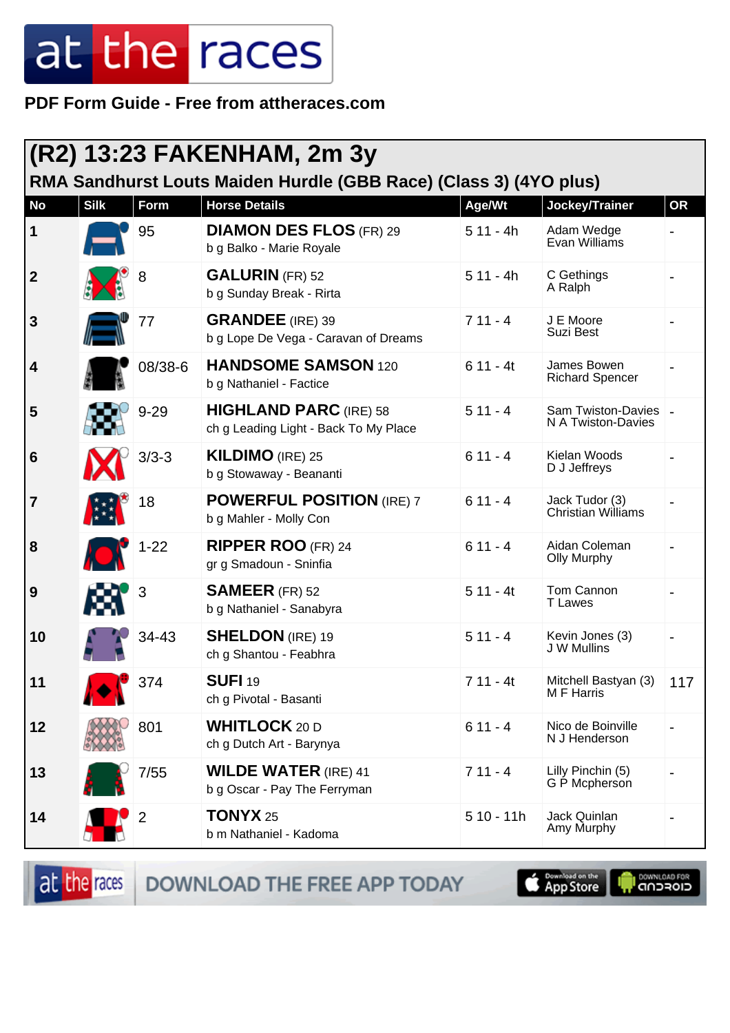PDF Form Guide - Free from attheraces.com

## (R2) 13:23 FAKENHAM, 2m 3y

### RMA Sandhurst Louts Maiden Hurdle (GBB Race) (Class 3) (4YO plus)

| No | Silk | Form | Horse Details | Age/Wt | Jockey/Trainer | OR |
|---|---|---|---|---|---|---|
| 1 | | 95 | **DIAMON DES FLOS** (FR) 29<br>b g Balko - Marie Royale | 5 11 - 4h | Adam Wedge<br>Evan Williams | - |
| 2 | | 8 | **GALURIN** (FR) 52<br>b g Sunday Break - Rirta | 5 11 - 4h | C Gethings<br>A Ralph | - |
| 3 | | 77 | **GRANDEE** (IRE) 39<br>b g Lope De Vega - Caravan of Dreams | 7 11 - 4 | J E Moore<br>Suzi Best | - |
| 4 | | 08/38-6 | **HANDSOME SAMSON** 120<br>b g Nathaniel - Factice | 6 11 - 4t | James Bowen<br>Richard Spencer | - |
| 5 | | 9-29 | **HIGHLAND PARC** (IRE) 58<br>ch g Leading Light - Back To My Place | 5 11 - 4 | Sam Twiston-Davies<br>N A Twiston-Davies | - |
| 6 | | 3/3-3 | **KILDIMO** (IRE) 25<br>b g Stowaway - Beananti | 6 11 - 4 | Kielan Woods<br>D J Jeffreys | - |
| 7 | | 18 | **POWERFUL POSITION** (IRE) 7<br>b g Mahler - Molly Con | 6 11 - 4 | Jack Tudor (3)<br>Christian Williams | - |
| 8 | | 1-22 | **RIPPER ROO** (FR) 24<br>gr g Smadoun - Sninfia | 6 11 - 4 | Aidan Coleman<br>Olly Murphy | - |
| 9 | | 3 | **SAMEER** (FR) 52<br>b g Nathaniel - Sanabyra | 5 11 - 4t | Tom Cannon<br>T Lawes | - |
| 10 | | 34-43 | **SHELDON** (IRE) 19<br>ch g Shantou - Feabhra | 5 11 - 4 | Kevin Jones (3)<br>J W Mullins | - |
| 11 | | 374 | **SUFI** 19<br>ch g Pivotal - Basanti | 7 11 - 4t | Mitchell Bastyan (3)<br>M F Harris | 117 |
| 12 | | 801 | **WHITLOCK** 20 D<br>ch g Dutch Art - Barynya | 6 11 - 4 | Nico de Boinville<br>N J Henderson | - |
| 13 | | 7/55 | **WILDE WATER** (IRE) 41<br>b g Oscar - Pay The Ferryman | 7 11 - 4 | Lilly Pinchin (5)<br>G P Mcpherson | - |
| 14 | | 2 | **TONYX** 25<br>b m Nathaniel - Kadoma | 5 10 - 11h | Jack Quinlan<br>Amy Murphy | - |

DOWNLOAD THE FREE APP TODAY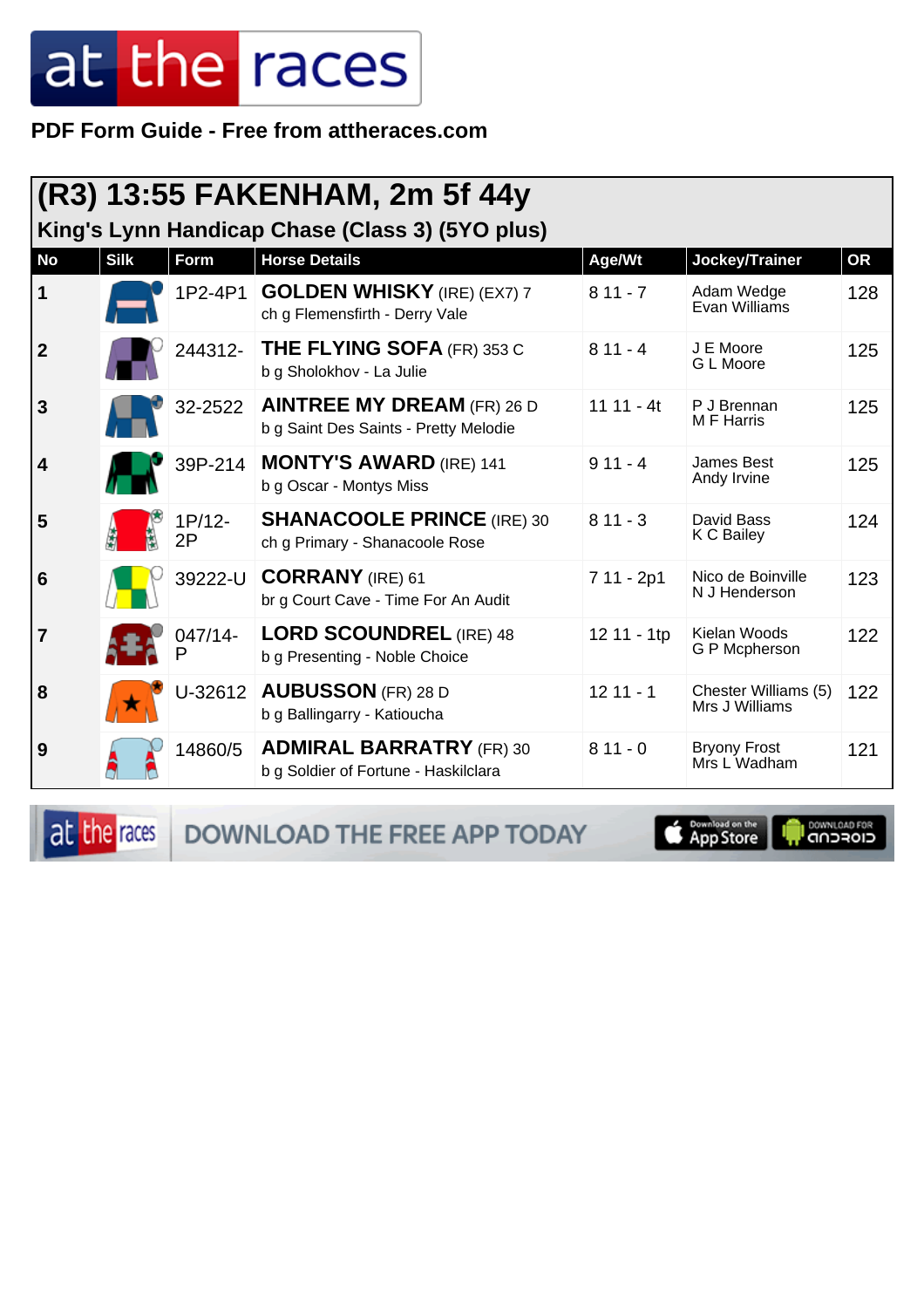**PDF Form Guide - Free from attheraces.com**

## (R3) 13:55 FAKENHAM, 2m 5f 44y

### King's Lynn Handicap Chase (Class 3) (5YO plus)

| No | Silk | Form | Horse Details | Age/Wt | Jockey/Trainer | OR |
|---|---|---|---|---|---|---|
| 1 | | 1P2-4P1 | **GOLDEN WHISKY** (IRE) (EX7) 7<br>ch g Flemensfirth - Derry Vale | 8 11 - 7 | Adam Wedge<br>Evan Williams | 128 |
| 2 | | 244312- | **THE FLYING SOFA** (FR) 353 C<br>b g Sholokhov - La Julie | 8 11 - 4 | J E Moore<br>G L Moore | 125 |
| 3 | | 32-2522 | **AINTREE MY DREAM** (FR) 26 D<br>b g Saint Des Saints - Pretty Melodie | 11 11 - 4t | P J Brennan<br>M F Harris | 125 |
| 4 | | 39P-214 | **MONTY'S AWARD** (IRE) 141<br>b g Oscar - Montys Miss | 9 11 - 4 | James Best<br>Andy Irvine | 125 |
| 5 | | 1P/12-2P | **SHANACOOLE PRINCE** (IRE) 30<br>ch g Primary - Shanacoole Rose | 8 11 - 3 | David Bass<br>K C Bailey | 124 |
| 6 | | 39222-U | **CORRANY** (IRE) 61<br>br g Court Cave - Time For An Audit | 7 11 - 2p1 | Nico de Boinville<br>N J Henderson | 123 |
| 7 | | 047/14-P | **LORD SCOUNDREL** (IRE) 48<br>b g Presenting - Noble Choice | 12 11 - 1tp | Kielan Woods<br>G P Mcpherson | 122 |
| 8 | | U-32612 | **AUBUSSON** (FR) 28 D<br>b g Ballingarry - Katioucha | 12 11 - 1 | Chester Williams (5)<br>Mrs J Williams | 122 |
| 9 | | 14860/5 | **ADMIRAL BARRATRY** (FR) 30<br>b g Soldier of Fortune - Haskilclara | 8 11 - 0 | Bryony Frost<br>Mrs L Wadham | 121 |

DOWNLOAD THE FREE APP TODAY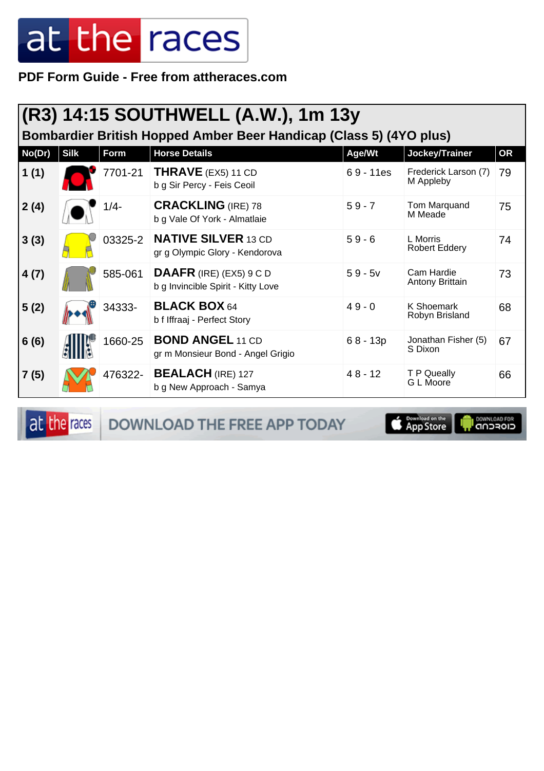# at the races

**PDF Form Guide - Free from attheraces.com**

## (R3) 14:15 SOUTHWELL (A.W.), 1m 13y

### Bombardier British Hopped Amber Beer Handicap (Class 5) (4YO plus)

| No(Dr) | Silk | Form | Horse Details | Age/Wt | Jockey/Trainer | OR |
|---|---|---|---|---|---|---|
| 1 (1) | | 7701-21 | **THRAVE** (EX5) 11 CD<br>b g Sir Percy - Feis Ceoil | 6 9 - 11es | Frederick Larson (7)<br>M Appleby | 79 |
| 2 (4) | | 1/4- | **CRACKLING** (IRE) 78<br>b g Vale Of York - Almatlaie | 5 9 - 7 | Tom Marquand<br>M Meade | 75 |
| 3 (3) | | 03325-2 | **NATIVE SILVER** 13 CD<br>gr g Olympic Glory - Kendorova | 5 9 - 6 | L Morris<br>Robert Eddery | 74 |
| 4 (7) | | 585-061 | **DAAFR** (IRE) (EX5) 9 C D<br>b g Invincible Spirit - Kitty Love | 5 9 - 5v | Cam Hardie<br>Antony Brittain | 73 |
| 5 (2) | | 34333- | **BLACK BOX** 64<br>b f Iffraaj - Perfect Story | 4 9 - 0 | K Shoemark<br>Robyn Brisland | 68 |
| 6 (6) | | 1660-25 | **BOND ANGEL** 11 CD<br>gr m Monsieur Bond - Angel Grigio | 6 8 - 13p | Jonathan Fisher (5)<br>S Dixon | 67 |
| 7 (5) | | 476322- | **BEALACH** (IRE) 127<br>b g New Approach - Samya | 4 8 - 12 | T P Queally<br>G L Moore | 66 |

at the races — DOWNLOAD THE FREE APP TODAY — Download on the App Store — DOWNLOAD FOR ANDROID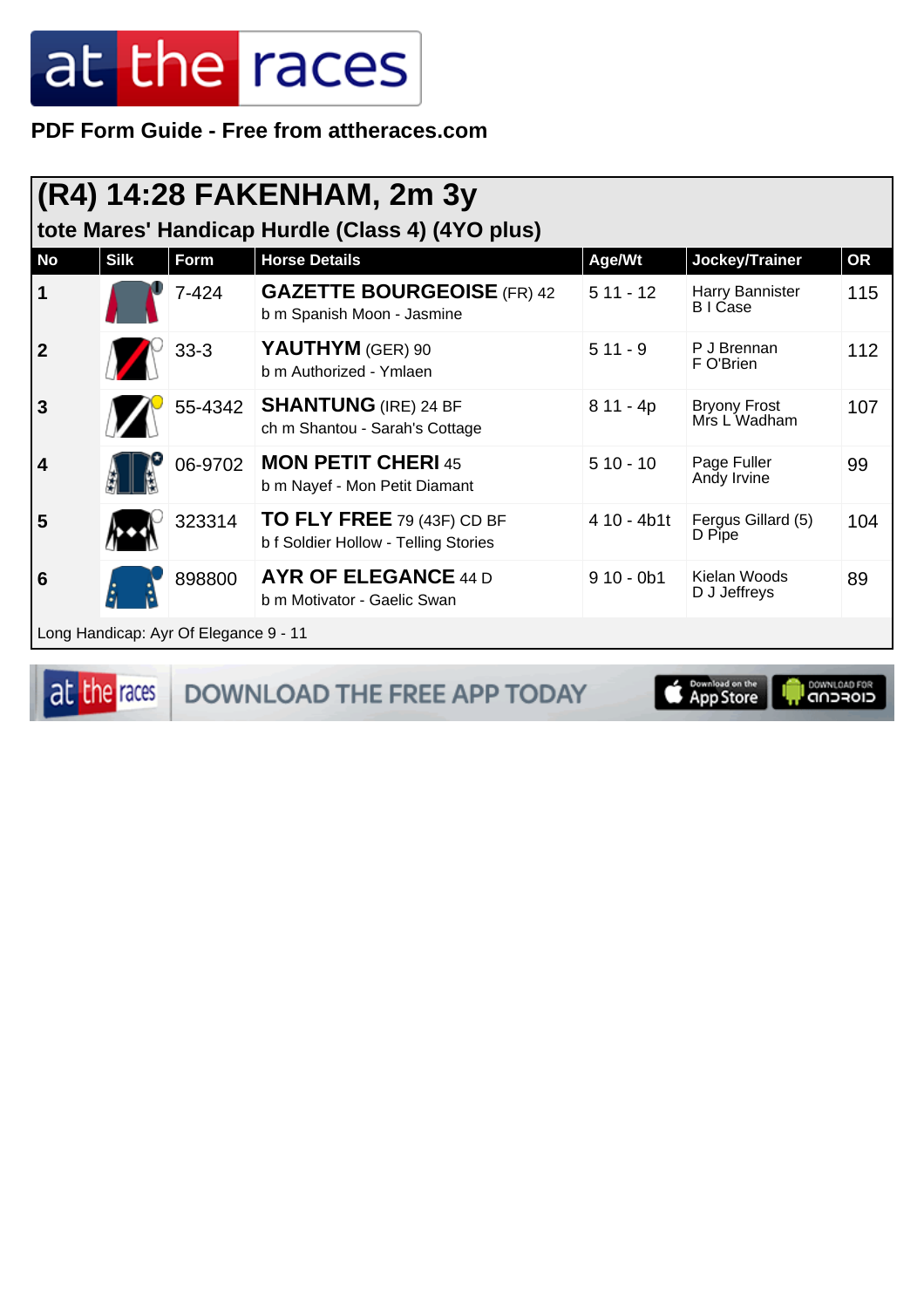PDF Form Guide - Free from attheraces.com

## (R4) 14:28 FAKENHAM, 2m 3y

### tote Mares' Handicap Hurdle (Class 4) (4YO plus)

| No | Silk | Form | Horse Details | Age/Wt | Jockey/Trainer | OR |
|---|---|---|---|---|---|---|
| 1 | | 7-424 | **GAZETTE BOURGEOISE** (FR) 42<br>b m Spanish Moon - Jasmine | 5 11 - 12 | Harry Bannister<br>B I Case | 115 |
| 2 | | 33-3 | **YAUTHYM** (GER) 90<br>b m Authorized - Ymlaen | 5 11 - 9 | P J Brennan<br>F O'Brien | 112 |
| 3 | | 55-4342 | **SHANTUNG** (IRE) 24 BF<br>ch m Shantou - Sarah's Cottage | 8 11 - 4p | Bryony Frost<br>Mrs L Wadham | 107 |
| 4 | | 06-9702 | **MON PETIT CHERI** 45<br>b m Nayef - Mon Petit Diamant | 5 10 - 10 | Page Fuller<br>Andy Irvine | 99 |
| 5 | | 323314 | **TO FLY FREE** 79 (43F) CD BF<br>b f Soldier Hollow - Telling Stories | 4 10 - 4b1t | Fergus Gillard (5)<br>D Pipe | 104 |
| 6 | | 898800 | **AYR OF ELEGANCE** 44 D<br>b m Motivator - Gaelic Swan | 9 10 - 0b1 | Kielan Woods<br>D J Jeffreys | 89 |

Long Handicap: Ayr Of Elegance 9 - 11

DOWNLOAD THE FREE APP TODAY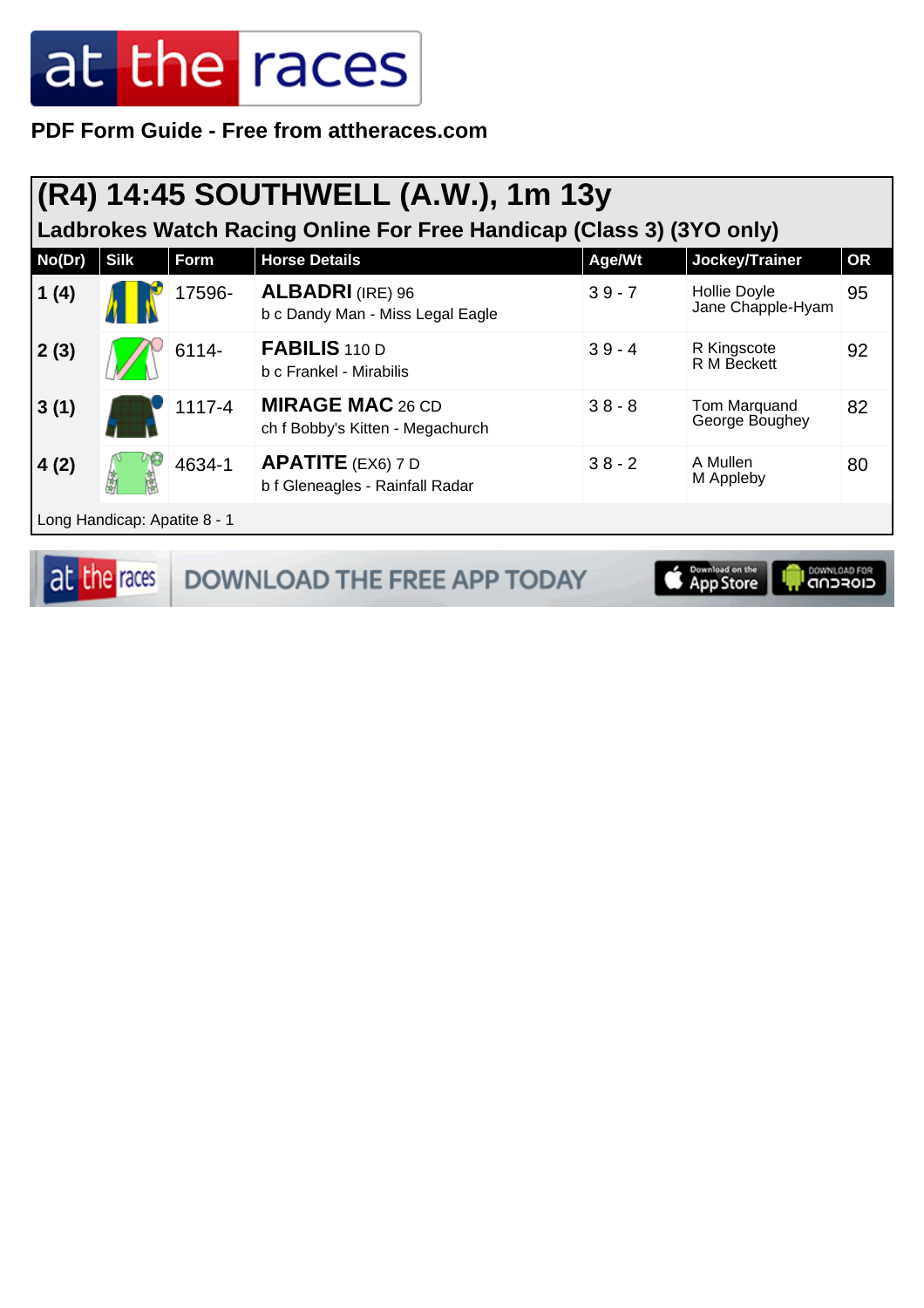**PDF Form Guide - Free from attheraces.com**

## (R4) 14:45 SOUTHWELL (A.W.), 1m 13y

### Ladbrokes Watch Racing Online For Free Handicap (Class 3) (3YO only)

| No(Dr) | Silk | Form | Horse Details | Age/Wt | Jockey/Trainer | OR |
|---|---|---|---|---|---|---|
| 1 (4) | | 17596- | **ALBADRI** (IRE) 96<br>b c Dandy Man - Miss Legal Eagle | 3 9 - 7 | Hollie Doyle<br>Jane Chapple-Hyam | 95 |
| 2 (3) | | 6114- | **FABILIS** 110 D<br>b c Frankel - Mirabilis | 3 9 - 4 | R Kingscote<br>R M Beckett | 92 |
| 3 (1) | | 1117-4 | **MIRAGE MAC** 26 CD<br>ch f Bobby's Kitten - Megachurch | 3 8 - 8 | Tom Marquand<br>George Boughey | 82 |
| 4 (2) | | 4634-1 | **APATITE** (EX6) 7 D<br>b f Gleneagles - Rainfall Radar | 3 8 - 2 | A Mullen<br>M Appleby | 80 |

Long Handicap: Apatite 8 - 1

DOWNLOAD THE FREE APP TODAY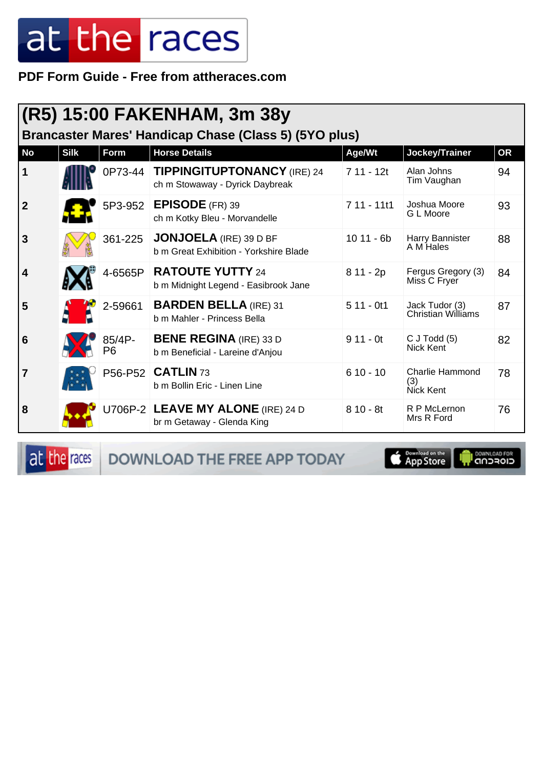PDF Form Guide - Free from attheraces.com

## (R5) 15:00 FAKENHAM, 3m 38y

### Brancaster Mares' Handicap Chase (Class 5) (5YO plus)

| No | Silk | Form | Horse Details | Age/Wt | Jockey/Trainer | OR |
|---|---|---|---|---|---|---|
| 1 | | 0P73-44 | **TIPPINGITUPTONANCY** (IRE) 24<br>ch m Stowaway - Dyrick Daybreak | 7 11 - 12t | Alan Johns<br>Tim Vaughan | 94 |
| 2 | | 5P3-952 | **EPISODE** (FR) 39<br>ch m Kotky Bleu - Morvandelle | 7 11 - 11t1 | Joshua Moore<br>G L Moore | 93 |
| 3 | | 361-225 | **JONJOELA** (IRE) 39 D BF<br>b m Great Exhibition - Yorkshire Blade | 10 11 - 6b | Harry Bannister<br>A M Hales | 88 |
| 4 | | 4-6565P | **RATOUTE YUTTY** 24<br>b m Midnight Legend - Easibrook Jane | 8 11 - 2p | Fergus Gregory (3)<br>Miss C Fryer | 84 |
| 5 | | 2-59661 | **BARDEN BELLA** (IRE) 31<br>b m Mahler - Princess Bella | 5 11 - 0t1 | Jack Tudor (3)<br>Christian Williams | 87 |
| 6 | | 85/4P-P6 | **BENE REGINA** (IRE) 33 D<br>b m Beneficial - Lareine d'Anjou | 9 11 - 0t | C J Todd (5)<br>Nick Kent | 82 |
| 7 | | P56-P52 | **CATLIN** 73<br>b m Bollin Eric - Linen Line | 6 10 - 10 | Charlie Hammond (3)<br>Nick Kent | 78 |
| 8 | | U706P-2 | **LEAVE MY ALONE** (IRE) 24 D<br>br m Getaway - Glenda King | 8 10 - 8t | R P McLernon<br>Mrs R Ford | 76 |

DOWNLOAD THE FREE APP TODAY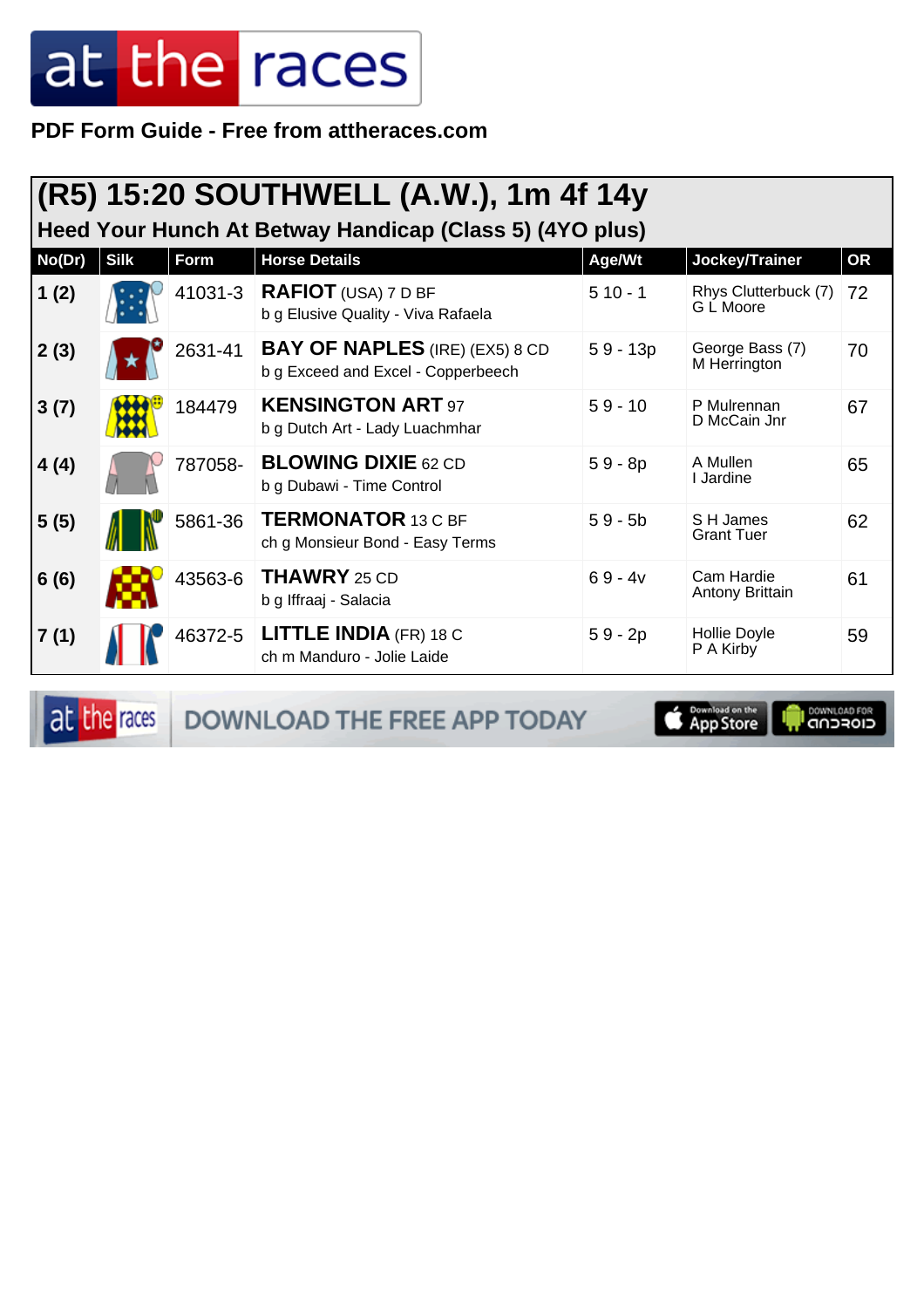PDF Form Guide - Free from attheraces.com

## (R5) 15:20 SOUTHWELL (A.W.), 1m 4f 14y

### Heed Your Hunch At Betway Handicap (Class 5) (4YO plus)

| No(Dr) | Silk | Form | Horse Details | Age/Wt | Jockey/Trainer | OR |
|---|---|---|---|---|---|---|
| 1 (2) | | 41031-3 | **RAFIOT** (USA) 7 D BF<br>b g Elusive Quality - Viva Rafaela | 5 10 - 1 | Rhys Clutterbuck (7)<br>G L Moore | 72 |
| 2 (3) | | 2631-41 | **BAY OF NAPLES** (IRE) (EX5) 8 CD<br>b g Exceed and Excel - Copperbeech | 5 9 - 13p | George Bass (7)<br>M Herrington | 70 |
| 3 (7) | | 184479 | **KENSINGTON ART** 97<br>b g Dutch Art - Lady Luachmhar | 5 9 - 10 | P Mulrennan<br>D McCain Jnr | 67 |
| 4 (4) | | 787058- | **BLOWING DIXIE** 62 CD<br>b g Dubawi - Time Control | 5 9 - 8p | A Mullen<br>I Jardine | 65 |
| 5 (5) | | 5861-36 | **TERMONATOR** 13 C BF<br>ch g Monsieur Bond - Easy Terms | 5 9 - 5b | S H James<br>Grant Tuer | 62 |
| 6 (6) | | 43563-6 | **THAWRY** 25 CD<br>b g Iffraaj - Salacia | 6 9 - 4v | Cam Hardie<br>Antony Brittain | 61 |
| 7 (1) | | 46372-5 | **LITTLE INDIA** (FR) 18 C<br>ch m Manduro - Jolie Laide | 5 9 - 2p | Hollie Doyle<br>P A Kirby | 59 |

DOWNLOAD THE FREE APP TODAY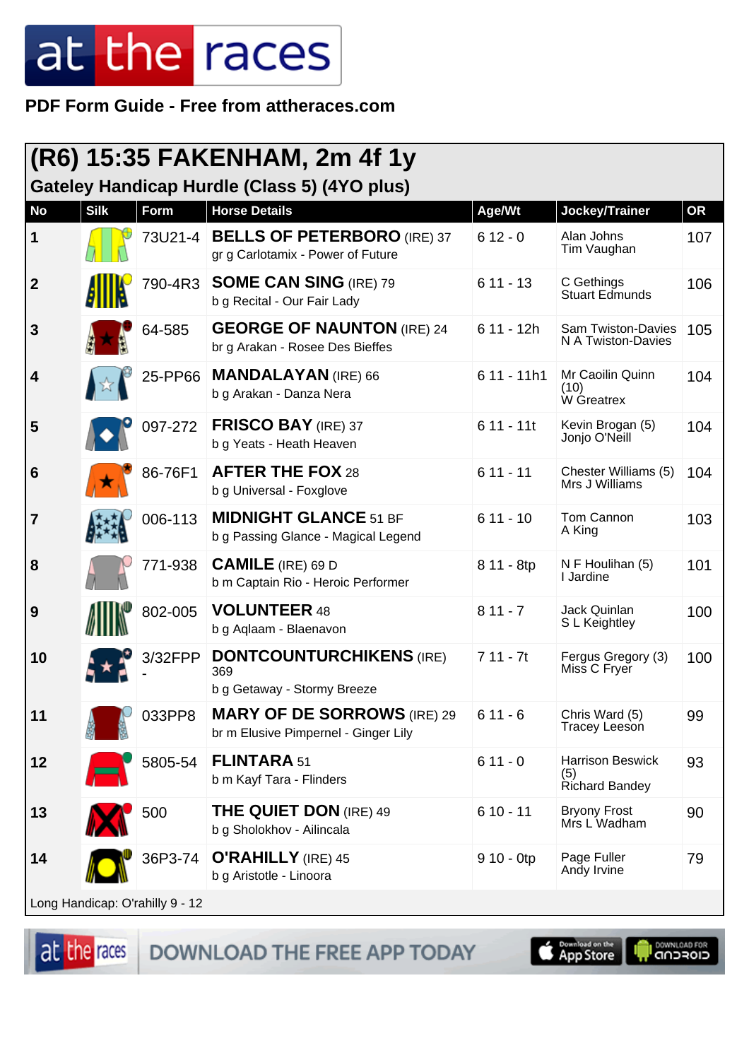PDF Form Guide - Free from attheraces.com

## (R6) 15:35 FAKENHAM, 2m 4f 1y

### Gateley Handicap Hurdle (Class 5) (4YO plus)

| No | Silk | Form | Horse Details | Age/Wt | Jockey/Trainer | OR |
|---|---|---|---|---|---|---|
| 1 | | 73U21-4 | **BELLS OF PETERBORO** (IRE) 37<br>gr g Carlotamix - Power of Future | 6 12 - 0 | Alan Johns<br>Tim Vaughan | 107 |
| 2 | | 790-4R3 | **SOME CAN SING** (IRE) 79<br>b g Recital - Our Fair Lady | 6 11 - 13 | C Gethings<br>Stuart Edmunds | 106 |
| 3 | | 64-585 | **GEORGE OF NAUNTON** (IRE) 24<br>br g Arakan - Rosee Des Bieffes | 6 11 - 12h | Sam Twiston-Davies<br>N A Twiston-Davies | 105 |
| 4 | | 25-PP66 | **MANDALAYAN** (IRE) 66<br>b g Arakan - Danza Nera | 6 11 - 11h1 | Mr Caoilin Quinn (10)<br>W Greatrex | 104 |
| 5 | | 097-272 | **FRISCO BAY** (IRE) 37<br>b g Yeats - Heath Heaven | 6 11 - 11t | Kevin Brogan (5)<br>Jonjo O'Neill | 104 |
| 6 | | 86-76F1 | **AFTER THE FOX** 28<br>b g Universal - Foxglove | 6 11 - 11 | Chester Williams (5)<br>Mrs J Williams | 104 |
| 7 | | 006-113 | **MIDNIGHT GLANCE** 51 BF<br>b g Passing Glance - Magical Legend | 6 11 - 10 | Tom Cannon<br>A King | 103 |
| 8 | | 771-938 | **CAMILE** (IRE) 69 D<br>b m Captain Rio - Heroic Performer | 8 11 - 8tp | N F Houlihan (5)<br>I Jardine | 101 |
| 9 | | 802-005 | **VOLUNTEER** 48<br>b g Aqlaam - Blaenavon | 8 11 - 7 | Jack Quinlan<br>S L Keightley | 100 |
| 10 | | 3/32FPP- | **DONTCOUNTURCHIKENS** (IRE) 369<br>b g Getaway - Stormy Breeze | 7 11 - 7t | Fergus Gregory (3)<br>Miss C Fryer | 100 |
| 11 | | 033PP8 | **MARY OF DE SORROWS** (IRE) 29<br>br m Elusive Pimpernel - Ginger Lily | 6 11 - 6 | Chris Ward (5)<br>Tracey Leeson | 99 |
| 12 | | 5805-54 | **FLINTARA** 51<br>b m Kayf Tara - Flinders | 6 11 - 0 | Harrison Beswick (5)<br>Richard Bandey | 93 |
| 13 | | 500 | **THE QUIET DON** (IRE) 49<br>b g Sholokhov - Ailincala | 6 10 - 11 | Bryony Frost<br>Mrs L Wadham | 90 |
| 14 | | 36P3-74 | **O'RAHILLY** (IRE) 45<br>b g Aristotle - Linoora | 9 10 - 0tp | Page Fuller<br>Andy Irvine | 79 |

Long Handicap: O'rahilly 9 - 12

DOWNLOAD THE FREE APP TODAY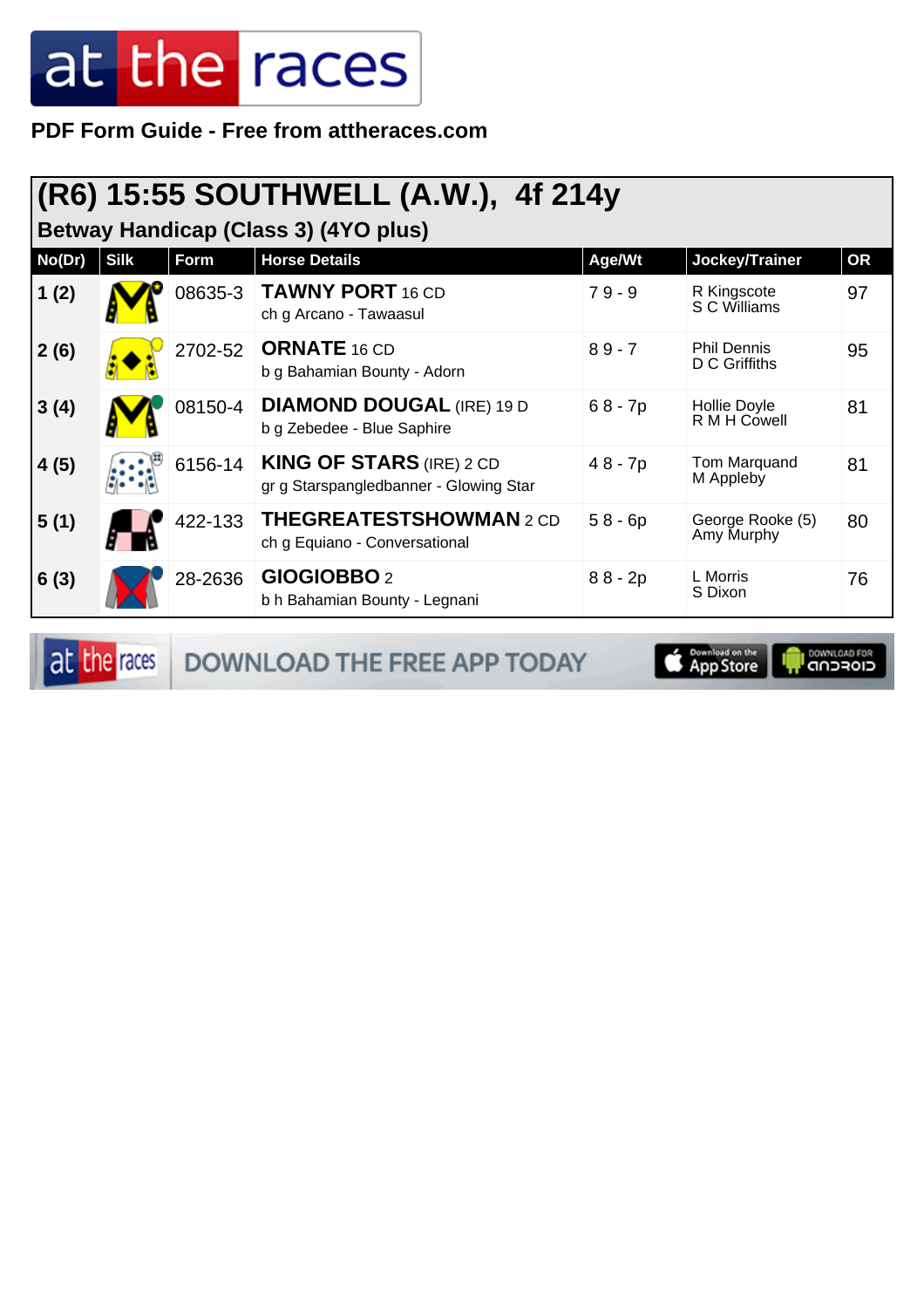# at the races

**PDF Form Guide - Free from attheraces.com**

## (R6) 15:55 SOUTHWELL (A.W.), 4f 214y

### Betway Handicap (Class 3) (4YO plus)

| No(Dr) | Silk | Form | Horse Details | Age/Wt | Jockey/Trainer | OR |
|---|---|---|---|---|---|---|
| 1 (2) | | 08635-3 | **TAWNY PORT** 16 CD<br>ch g Arcano - Tawaasul | 7 9 - 9 | R Kingscote<br>S C Williams | 97 |
| 2 (6) | | 2702-52 | **ORNATE** 16 CD<br>b g Bahamian Bounty - Adorn | 8 9 - 7 | Phil Dennis<br>D C Griffiths | 95 |
| 3 (4) | | 08150-4 | **DIAMOND DOUGAL** (IRE) 19 D<br>b g Zebedee - Blue Saphire | 6 8 - 7p | Hollie Doyle<br>R M H Cowell | 81 |
| 4 (5) | | 6156-14 | **KING OF STARS** (IRE) 2 CD<br>gr g Starspangledbanner - Glowing Star | 4 8 - 7p | Tom Marquand<br>M Appleby | 81 |
| 5 (1) | | 422-133 | **THEGREATESTSHOWMAN** 2 CD<br>ch g Equiano - Conversational | 5 8 - 6p | George Rooke (5)<br>Amy Murphy | 80 |
| 6 (3) | | 28-2636 | **GIOGIOBBO** 2<br>b h Bahamian Bounty - Legnani | 8 8 - 2p | L Morris<br>S Dixon | 76 |

at the races DOWNLOAD THE FREE APP TODAY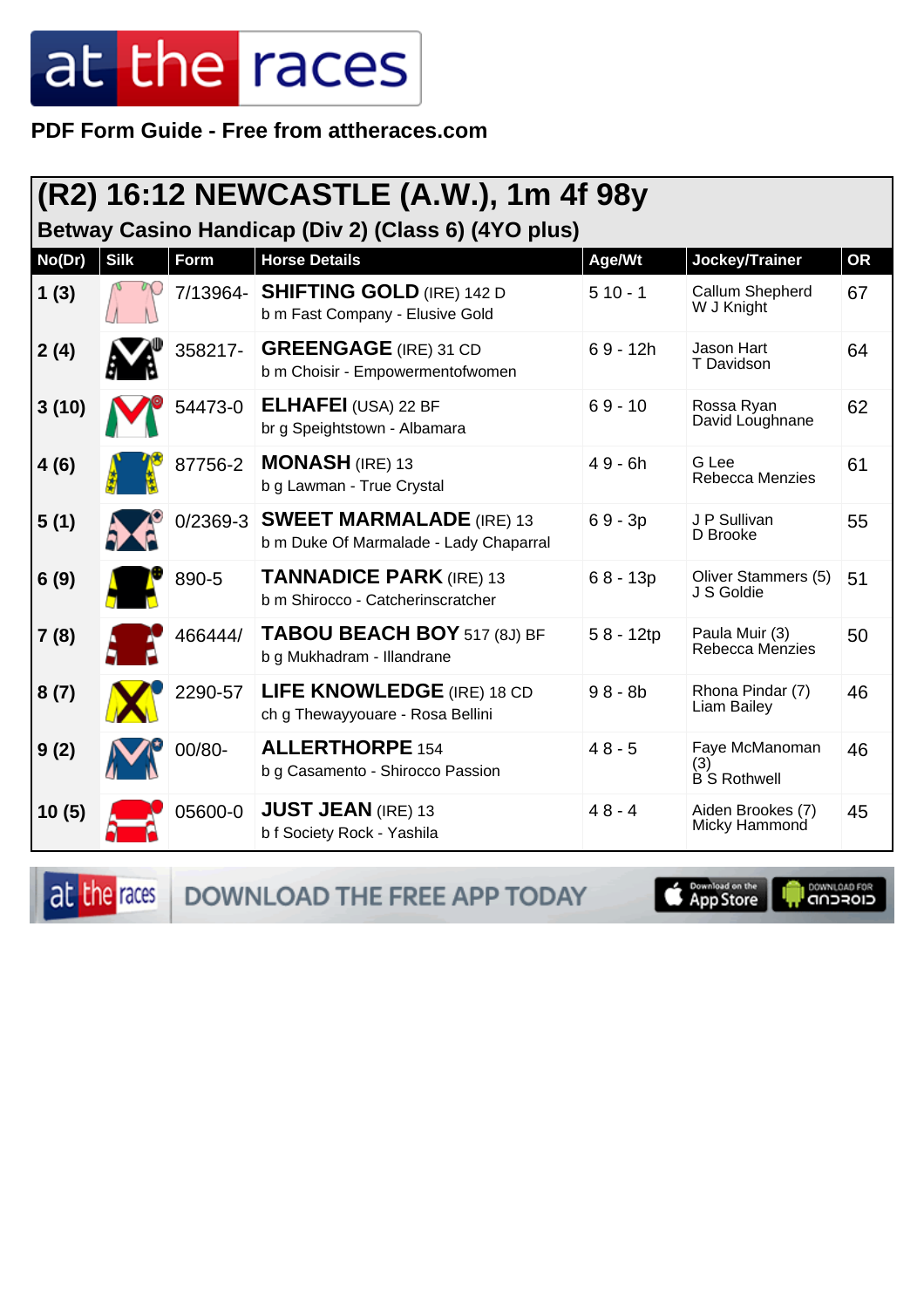PDF Form Guide - Free from attheraces.com

## (R2) 16:12 NEWCASTLE (A.W.), 1m 4f 98y

### Betway Casino Handicap (Div 2) (Class 6) (4YO plus)

| No(Dr) | Silk | Form | Horse Details | Age/Wt | Jockey/Trainer | OR |
|---|---|---|---|---|---|---|
| 1 (3) | | 7/13964- | **SHIFTING GOLD** (IRE) 142 D<br>b m Fast Company - Elusive Gold | 5 10 - 1 | Callum Shepherd<br>W J Knight | 67 |
| 2 (4) | | 358217- | **GREENGAGE** (IRE) 31 CD<br>b m Choisir - Empowermentofwomen | 6 9 - 12h | Jason Hart<br>T Davidson | 64 |
| 3 (10) | | 54473-0 | **ELHAFEI** (USA) 22 BF<br>br g Speightstown - Albamara | 6 9 - 10 | Rossa Ryan<br>David Loughnane | 62 |
| 4 (6) | | 87756-2 | **MONASH** (IRE) 13<br>b g Lawman - True Crystal | 4 9 - 6h | G Lee<br>Rebecca Menzies | 61 |
| 5 (1) | | 0/2369-3 | **SWEET MARMALADE** (IRE) 13<br>b m Duke Of Marmalade - Lady Chaparral | 6 9 - 3p | J P Sullivan<br>D Brooke | 55 |
| 6 (9) | | 890-5 | **TANNADICE PARK** (IRE) 13<br>b m Shirocco - Catcherinscratcher | 6 8 - 13p | Oliver Stammers (5)<br>J S Goldie | 51 |
| 7 (8) | | 466444/ | **TABOU BEACH BOY** 517 (8J) BF<br>b g Mukhadram - Illandrane | 5 8 - 12tp | Paula Muir (3)<br>Rebecca Menzies | 50 |
| 8 (7) | | 2290-57 | **LIFE KNOWLEDGE** (IRE) 18 CD<br>ch g Thewayyouare - Rosa Bellini | 9 8 - 8b | Rhona Pindar (7)<br>Liam Bailey | 46 |
| 9 (2) | | 00/80- | **ALLERTHORPE** 154<br>b g Casamento - Shirocco Passion | 4 8 - 5 | Faye McManoman (3)<br>B S Rothwell | 46 |
| 10 (5) | | 05600-0 | **JUST JEAN** (IRE) 13<br>b f Society Rock - Yashila | 4 8 - 4 | Aiden Brookes (7)<br>Micky Hammond | 45 |

DOWNLOAD THE FREE APP TODAY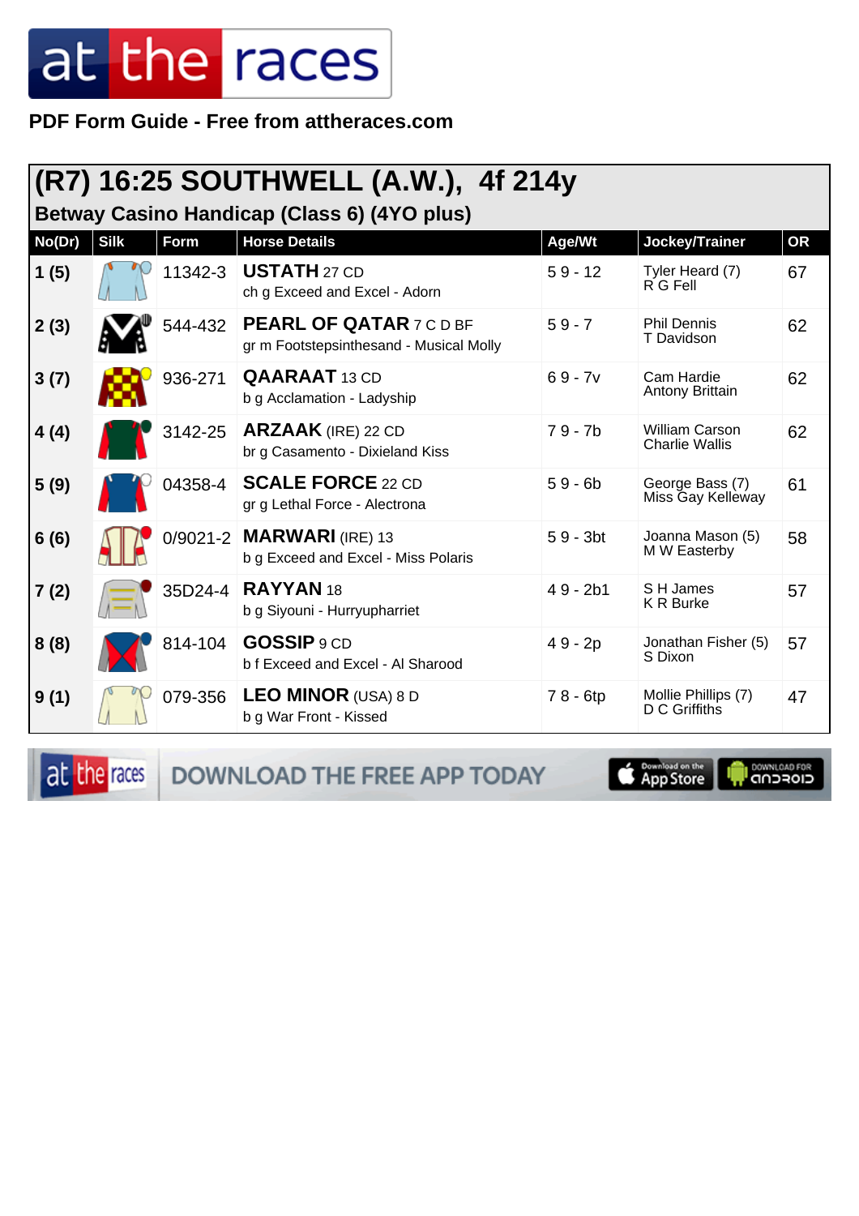PDF Form Guide - Free from attheraces.com

## (R7) 16:25 SOUTHWELL (A.W.), 4f 214y

### Betway Casino Handicap (Class 6) (4YO plus)

| No(Dr) | Silk | Form | Horse Details | Age/Wt | Jockey/Trainer | OR |
|---|---|---|---|---|---|---|
| 1 (5) | | 11342-3 | **USTATH** 27 CD<br>ch g Exceed and Excel - Adorn | 5 9 - 12 | Tyler Heard (7)<br>R G Fell | 67 |
| 2 (3) | | 544-432 | **PEARL OF QATAR** 7 C D BF<br>gr m Footstepsinthesand - Musical Molly | 5 9 - 7 | Phil Dennis<br>T Davidson | 62 |
| 3 (7) | | 936-271 | **QAARAAT** 13 CD<br>b g Acclamation - Ladyship | 6 9 - 7v | Cam Hardie<br>Antony Brittain | 62 |
| 4 (4) | | 3142-25 | **ARZAAK** (IRE) 22 CD<br>br g Casamento - Dixieland Kiss | 7 9 - 7b | William Carson<br>Charlie Wallis | 62 |
| 5 (9) | | 04358-4 | **SCALE FORCE** 22 CD<br>gr g Lethal Force - Alectrona | 5 9 - 6b | George Bass (7)<br>Miss Gay Kelleway | 61 |
| 6 (6) | | 0/9021-2 | **MARWARI** (IRE) 13<br>b g Exceed and Excel - Miss Polaris | 5 9 - 3bt | Joanna Mason (5)<br>M W Easterby | 58 |
| 7 (2) | | 35D24-4 | **RAYYAN** 18<br>b g Siyouni - Hurryupharriet | 4 9 - 2b1 | S H James<br>K R Burke | 57 |
| 8 (8) | | 814-104 | **GOSSIP** 9 CD<br>b f Exceed and Excel - Al Sharood | 4 9 - 2p | Jonathan Fisher (5)<br>S Dixon | 57 |
| 9 (1) | | 079-356 | **LEO MINOR** (USA) 8 D<br>b g War Front - Kissed | 7 8 - 6tp | Mollie Phillips (7)<br>D C Griffiths | 47 |

DOWNLOAD THE FREE APP TODAY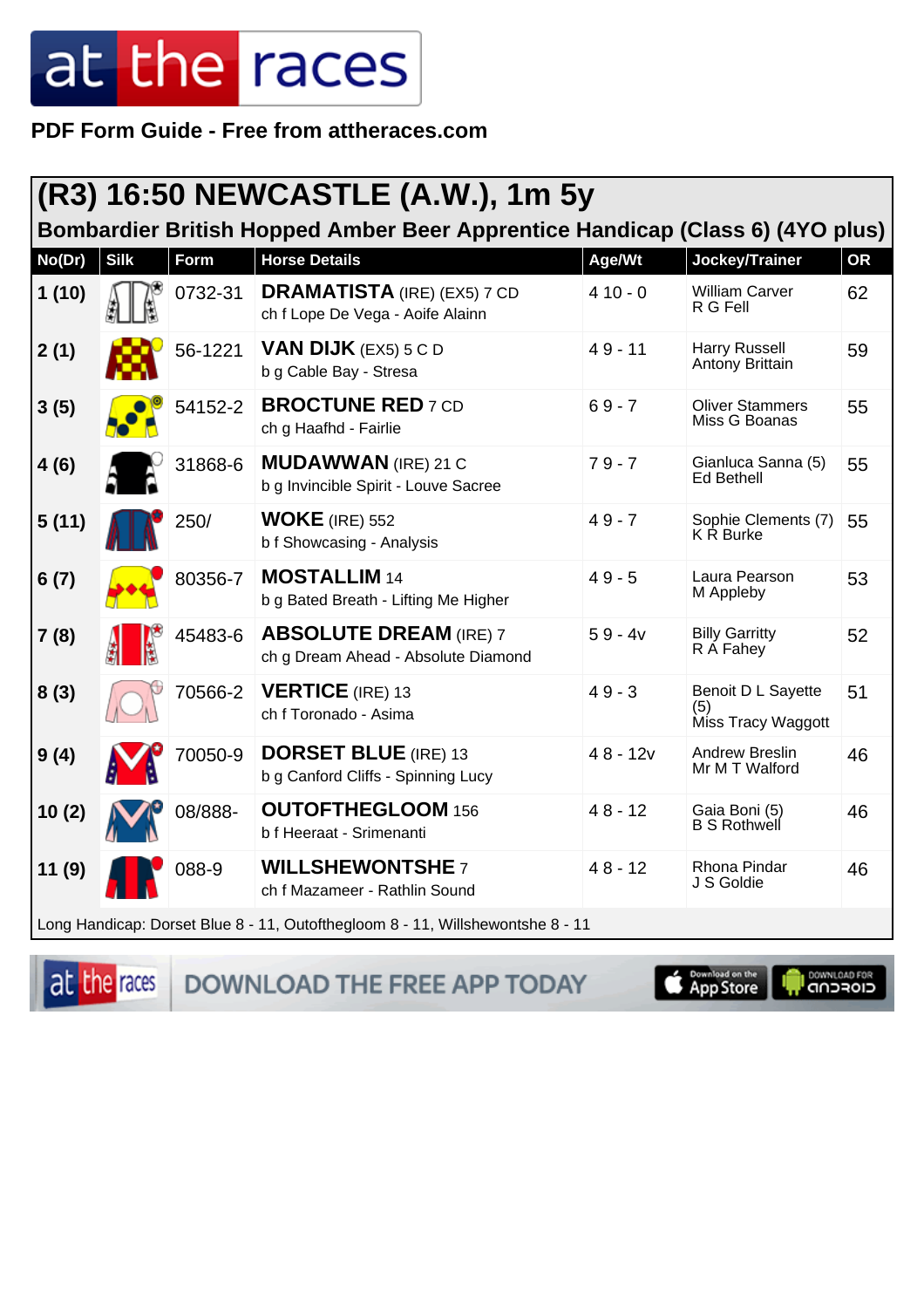# (R3) 16:50 NEWCASTLE (A.W.), 1m 5y

## Bombardier British Hopped Amber Beer Apprentice Handicap (Class 6) (4YO plus)

| No(Dr) | Silk | Form | Horse Details | Age/Wt | Jockey/Trainer | OR |
|---|---|---|---|---|---|---|
| 1 (10) | | 0732-31 | **DRAMATISTA** (IRE) (EX5) 7 CD<br>ch f Lope De Vega - Aoife Alainn | 4 10 - 0 | William Carver<br>R G Fell | 62 |
| 2 (1) | | 56-1221 | **VAN DIJK** (EX5) 5 C D<br>b g Cable Bay - Stresa | 4 9 - 11 | Harry Russell<br>Antony Brittain | 59 |
| 3 (5) | | 54152-2 | **BROCTUNE RED** 7 CD<br>ch g Haafhd - Fairlie | 6 9 - 7 | Oliver Stammers<br>Miss G Boanas | 55 |
| 4 (6) | | 31868-6 | **MUDAWWAN** (IRE) 21 C<br>b g Invincible Spirit - Louve Sacree | 7 9 - 7 | Gianluca Sanna (5)<br>Ed Bethell | 55 |
| 5 (11) | | 250/ | **WOKE** (IRE) 552<br>b f Showcasing - Analysis | 4 9 - 7 | Sophie Clements (7)<br>K R Burke | 55 |
| 6 (7) | | 80356-7 | **MOSTALLIM** 14<br>b g Bated Breath - Lifting Me Higher | 4 9 - 5 | Laura Pearson<br>M Appleby | 53 |
| 7 (8) | | 45483-6 | **ABSOLUTE DREAM** (IRE) 7<br>ch g Dream Ahead - Absolute Diamond | 5 9 - 4v | Billy Garritty<br>R A Fahey | 52 |
| 8 (3) | | 70566-2 | **VERTICE** (IRE) 13<br>ch f Toronado - Asima | 4 9 - 3 | Benoit D L Sayette (5)<br>Miss Tracy Waggott | 51 |
| 9 (4) | | 70050-9 | **DORSET BLUE** (IRE) 13<br>b g Canford Cliffs - Spinning Lucy | 4 8 - 12v | Andrew Breslin<br>Mr M T Walford | 46 |
| 10 (2) | | 08/888- | **OUTOFTHEGLOOM** 156<br>b f Heeraat - Srimenanti | 4 8 - 12 | Gaia Boni (5)<br>B S Rothwell | 46 |
| 11 (9) | | 088-9 | **WILLSHEWONTSHE** 7<br>ch f Mazameer - Rathlin Sound | 4 8 - 12 | Rhona Pindar<br>J S Goldie | 46 |

Long Handicap: Dorset Blue 8 - 11, Outofthegloom 8 - 11, Willshewontshe 8 - 11